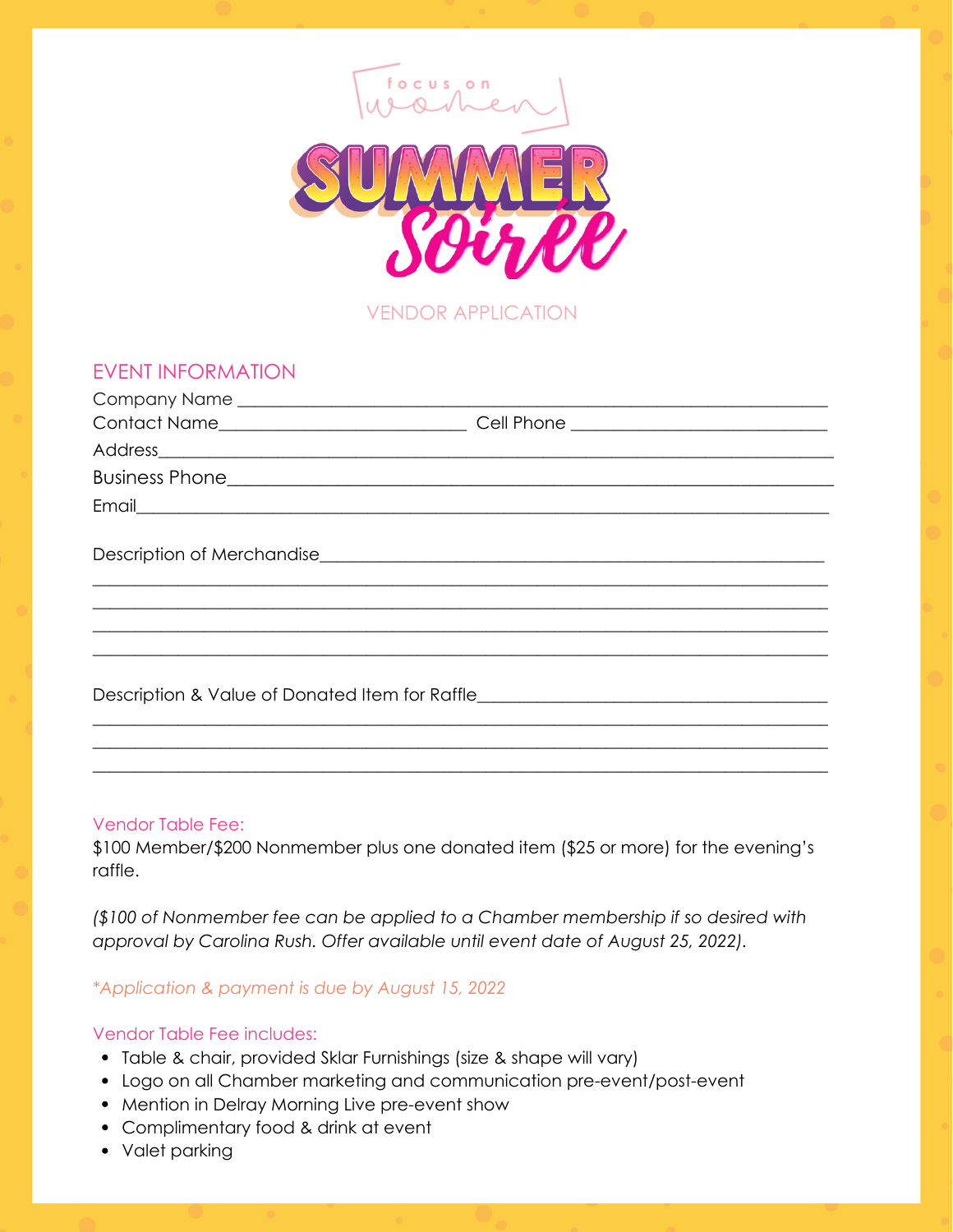focus on women

# SUMMER Soirée

VENDOR APPLICATION

## EVENT INFORMATION

Company Name ______________________________________________________________

Contact Name__________________________ Cell Phone ___________________________

Address______________________________________________________________________

Business Phone_______________________________________________________________

Email________________________________________________________________________

Description of Merchandise____________________________________________________

_____________________________________________________________________________

_____________________________________________________________________________

_____________________________________________________________________________

_____________________________________________________________________________

Description & Value of Donated Item for Raffle____________________________________

_____________________________________________________________________________

_____________________________________________________________________________

_____________________________________________________________________________

Vendor Table Fee:

$100 Member/$200 Nonmember plus one donated item ($25 or more) for the evening's raffle.

*($100 of Nonmember fee can be applied to a Chamber membership if so desired with approval by Carolina Rush. Offer available until event date of August 25, 2022).*

**Application & payment is due by August 15, 2022*

Vendor Table Fee includes:

- Table & chair, provided Sklar Furnishings (size & shape will vary)
- Logo on all Chamber marketing and communication pre-event/post-event
- Mention in Delray Morning Live pre-event show
- Complimentary food & drink at event
- Valet parking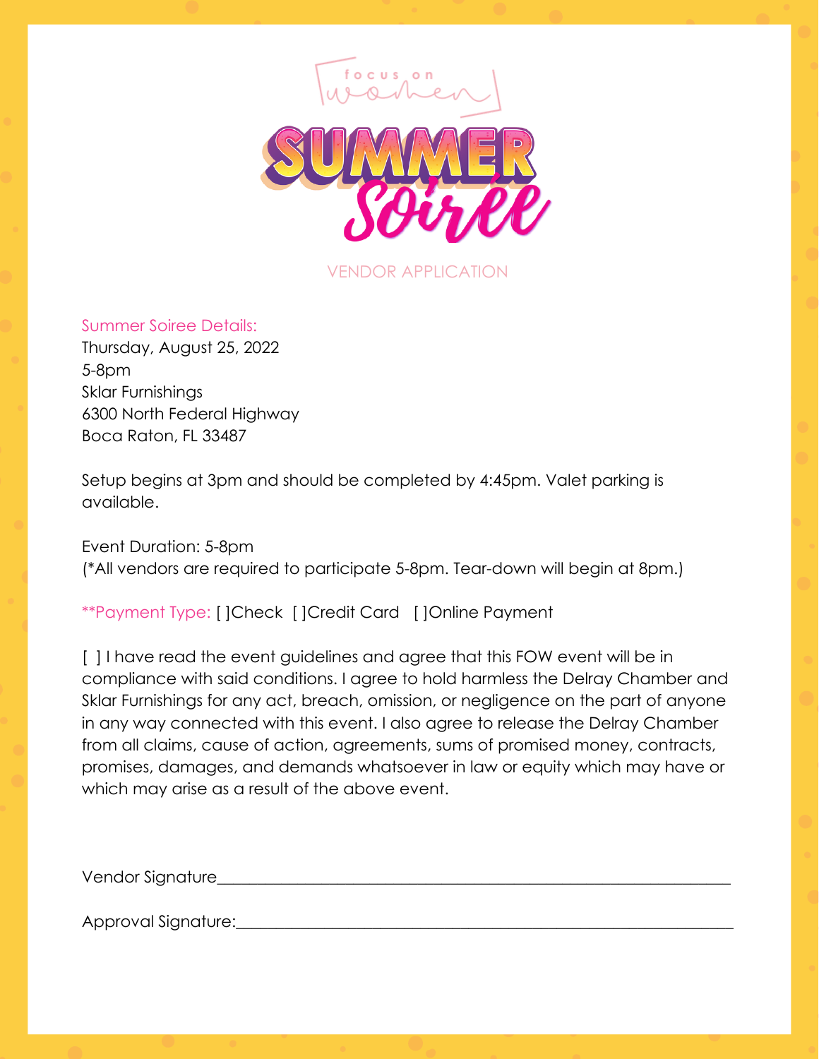focus on women

# SUMMER Soirée

## VENDOR APPLICATION

Summer Soiree Details:
Thursday, August 25, 2022
5-8pm
Sklar Furnishings
6300 North Federal Highway
Boca Raton, FL 33487

Setup begins at 3pm and should be completed by 4:45pm. Valet parking is available.

Event Duration: 5-8pm
(*All vendors are required to participate 5-8pm. Tear-down will begin at 8pm.)

**Payment Type: [ ]Check [ ]Credit Card [ ]Online Payment

[ ] I have read the event guidelines and agree that this FOW event will be in compliance with said conditions. I agree to hold harmless the Delray Chamber and Sklar Furnishings for any act, breach, omission, or negligence on the part of anyone in any way connected with this event. I also agree to release the Delray Chamber from all claims, cause of action, agreements, sums of promised money, contracts, promises, damages, and demands whatsoever in law or equity which may have or which may arise as a result of the above event.

Vendor Signature_______________________________________________

Approval Signature:_____________________________________________